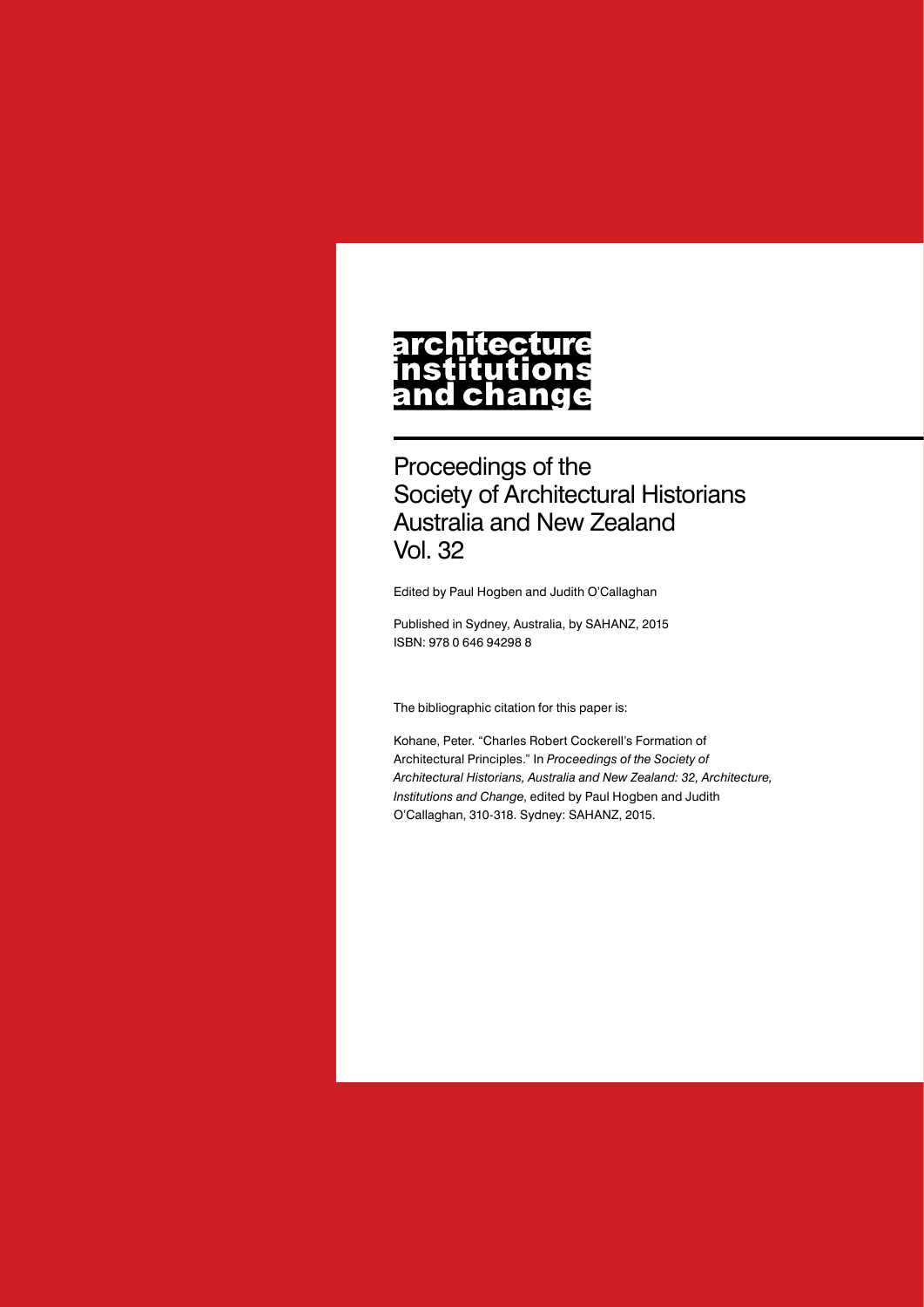# architecture institutions and change

Proceedings of the
Society of Architectural Historians
Australia and New Zealand
Vol. 32

Edited by Paul Hogben and Judith O'Callaghan

Published in Sydney, Australia, by SAHANZ, 2015
ISBN: 978 0 646 94298 8

The bibliographic citation for this paper is:

Kohane, Peter. "Charles Robert Cockerell's Formation of Architectural Principles." In *Proceedings of the Society of Architectural Historians, Australia and New Zealand: 32, Architecture, Institutions and Change*, edited by Paul Hogben and Judith O'Callaghan, 310-318. Sydney: SAHANZ, 2015.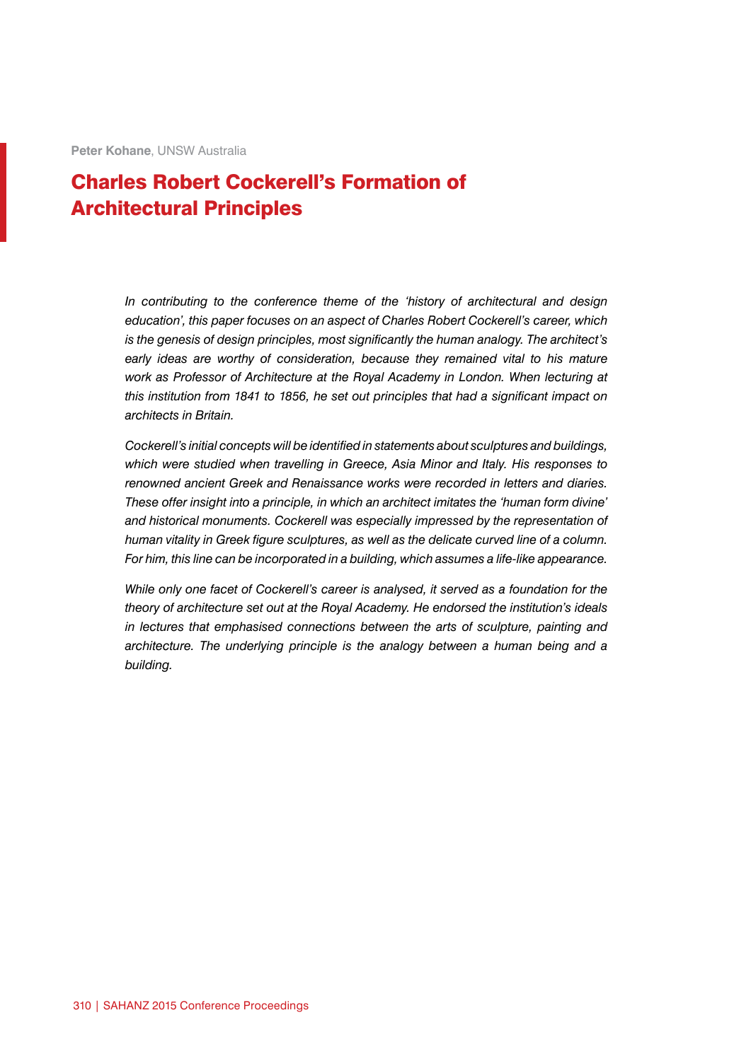**Peter Kohane**, UNSW Australia

# Charles Robert Cockerell's Formation of Architectural Principles

*In contributing to the conference theme of the 'history of architectural and design education', this paper focuses on an aspect of Charles Robert Cockerell's career, which is the genesis of design principles, most significantly the human analogy. The architect's early ideas are worthy of consideration, because they remained vital to his mature work as Professor of Architecture at the Royal Academy in London. When lecturing at this institution from 1841 to 1856, he set out principles that had a significant impact on architects in Britain.*

*Cockerell's initial concepts will be identified in statements about sculptures and buildings, which were studied when travelling in Greece, Asia Minor and Italy. His responses to renowned ancient Greek and Renaissance works were recorded in letters and diaries. These offer insight into a principle, in which an architect imitates the 'human form divine' and historical monuments. Cockerell was especially impressed by the representation of human vitality in Greek figure sculptures, as well as the delicate curved line of a column. For him, this line can be incorporated in a building, which assumes a life-like appearance.*

*While only one facet of Cockerell's career is analysed, it served as a foundation for the theory of architecture set out at the Royal Academy. He endorsed the institution's ideals in lectures that emphasised connections between the arts of sculpture, painting and architecture. The underlying principle is the analogy between a human being and a building.*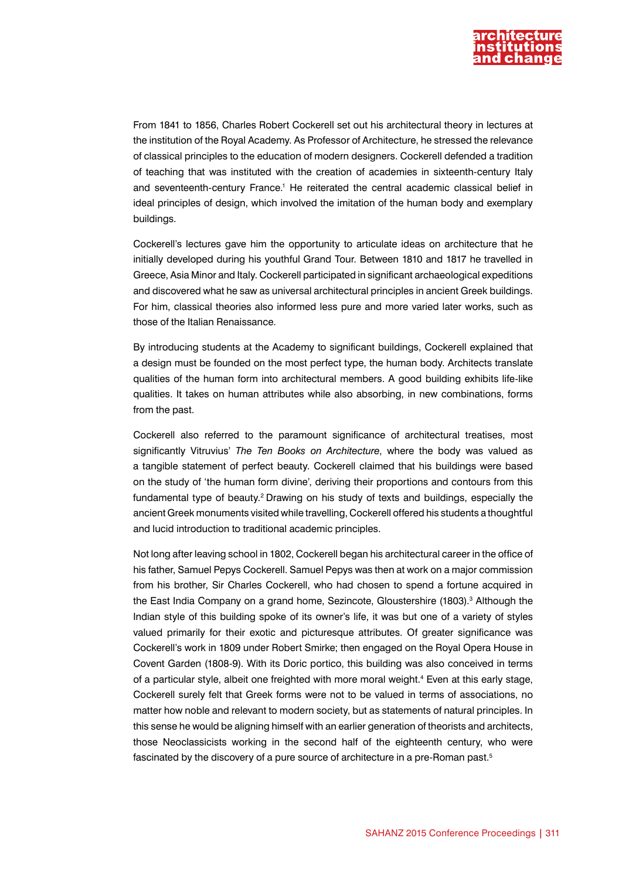From 1841 to 1856, Charles Robert Cockerell set out his architectural theory in lectures at the institution of the Royal Academy. As Professor of Architecture, he stressed the relevance of classical principles to the education of modern designers. Cockerell defended a tradition of teaching that was instituted with the creation of academies in sixteenth-century Italy and seventeenth-century France.[1] He reiterated the central academic classical belief in ideal principles of design, which involved the imitation of the human body and exemplary buildings.

Cockerell's lectures gave him the opportunity to articulate ideas on architecture that he initially developed during his youthful Grand Tour. Between 1810 and 1817 he travelled in Greece, Asia Minor and Italy. Cockerell participated in significant archaeological expeditions and discovered what he saw as universal architectural principles in ancient Greek buildings. For him, classical theories also informed less pure and more varied later works, such as those of the Italian Renaissance.

By introducing students at the Academy to significant buildings, Cockerell explained that a design must be founded on the most perfect type, the human body. Architects translate qualities of the human form into architectural members. A good building exhibits life-like qualities. It takes on human attributes while also absorbing, in new combinations, forms from the past.

Cockerell also referred to the paramount significance of architectural treatises, most significantly Vitruvius' *The Ten Books on Architecture*, where the body was valued as a tangible statement of perfect beauty. Cockerell claimed that his buildings were based on the study of 'the human form divine', deriving their proportions and contours from this fundamental type of beauty.[2] Drawing on his study of texts and buildings, especially the ancient Greek monuments visited while travelling, Cockerell offered his students a thoughtful and lucid introduction to traditional academic principles.

Not long after leaving school in 1802, Cockerell began his architectural career in the office of his father, Samuel Pepys Cockerell. Samuel Pepys was then at work on a major commission from his brother, Sir Charles Cockerell, who had chosen to spend a fortune acquired in the East India Company on a grand home, Sezincote, Gloustershire (1803).[3] Although the Indian style of this building spoke of its owner's life, it was but one of a variety of styles valued primarily for their exotic and picturesque attributes. Of greater significance was Cockerell's work in 1809 under Robert Smirke; then engaged on the Royal Opera House in Covent Garden (1808-9). With its Doric portico, this building was also conceived in terms of a particular style, albeit one freighted with more moral weight.[4] Even at this early stage, Cockerell surely felt that Greek forms were not to be valued in terms of associations, no matter how noble and relevant to modern society, but as statements of natural principles. In this sense he would be aligning himself with an earlier generation of theorists and architects, those Neoclassicists working in the second half of the eighteenth century, who were fascinated by the discovery of a pure source of architecture in a pre-Roman past.[5]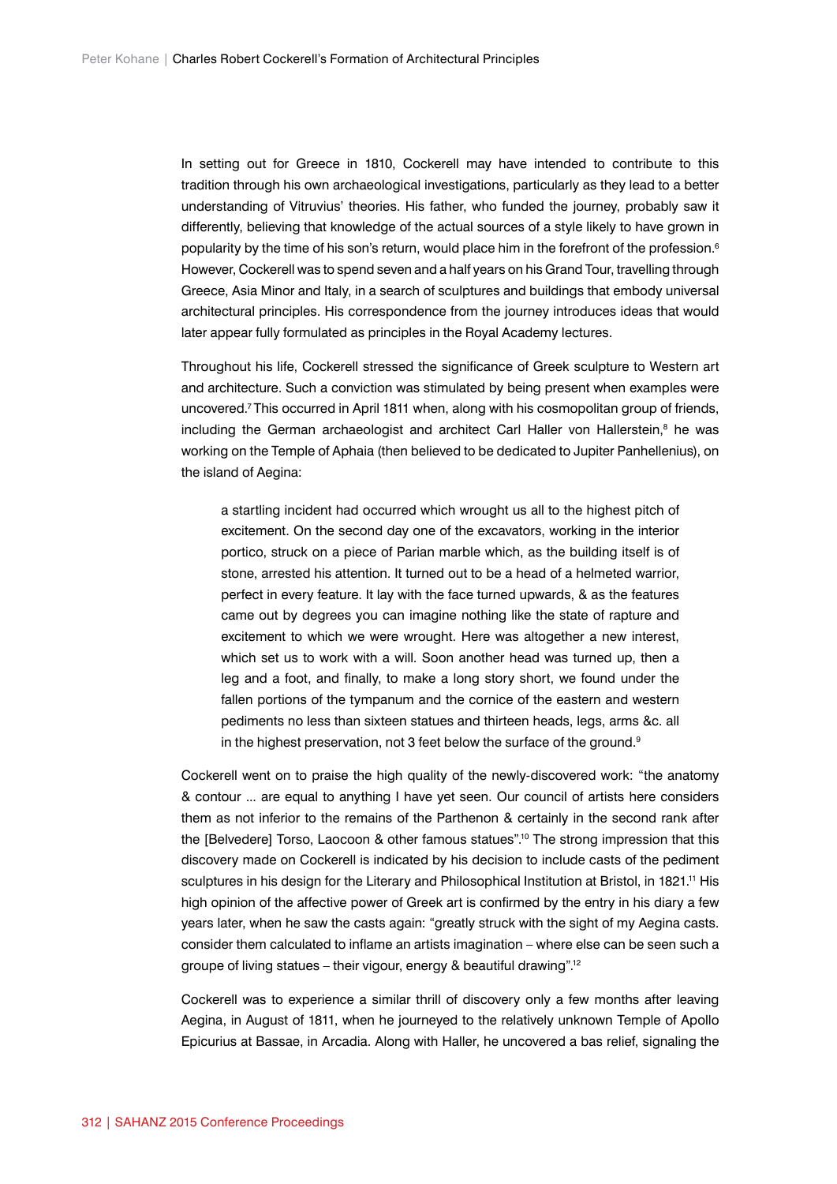In setting out for Greece in 1810, Cockerell may have intended to contribute to this tradition through his own archaeological investigations, particularly as they lead to a better understanding of Vitruvius' theories. His father, who funded the journey, probably saw it differently, believing that knowledge of the actual sources of a style likely to have grown in popularity by the time of his son's return, would place him in the forefront of the profession.[6] However, Cockerell was to spend seven and a half years on his Grand Tour, travelling through Greece, Asia Minor and Italy, in a search of sculptures and buildings that embody universal architectural principles. His correspondence from the journey introduces ideas that would later appear fully formulated as principles in the Royal Academy lectures.

Throughout his life, Cockerell stressed the significance of Greek sculpture to Western art and architecture. Such a conviction was stimulated by being present when examples were uncovered.[7] This occurred in April 1811 when, along with his cosmopolitan group of friends, including the German archaeologist and architect Carl Haller von Hallerstein,[8] he was working on the Temple of Aphaia (then believed to be dedicated to Jupiter Panhellenius), on the island of Aegina:

> a startling incident had occurred which wrought us all to the highest pitch of excitement. On the second day one of the excavators, working in the interior portico, struck on a piece of Parian marble which, as the building itself is of stone, arrested his attention. It turned out to be a head of a helmeted warrior, perfect in every feature. It lay with the face turned upwards, & as the features came out by degrees you can imagine nothing like the state of rapture and excitement to which we were wrought. Here was altogether a new interest, which set us to work with a will. Soon another head was turned up, then a leg and a foot, and finally, to make a long story short, we found under the fallen portions of the tympanum and the cornice of the eastern and western pediments no less than sixteen statues and thirteen heads, legs, arms &c. all in the highest preservation, not 3 feet below the surface of the ground.[9]

Cockerell went on to praise the high quality of the newly-discovered work: "the anatomy & contour ... are equal to anything I have yet seen. Our council of artists here considers them as not inferior to the remains of the Parthenon & certainly in the second rank after the [Belvedere] Torso, Laocoon & other famous statues".[10] The strong impression that this discovery made on Cockerell is indicated by his decision to include casts of the pediment sculptures in his design for the Literary and Philosophical Institution at Bristol, in 1821.[11] His high opinion of the affective power of Greek art is confirmed by the entry in his diary a few years later, when he saw the casts again: "greatly struck with the sight of my Aegina casts. consider them calculated to inflame an artists imagination – where else can be seen such a groupe of living statues – their vigour, energy & beautiful drawing".[12]

Cockerell was to experience a similar thrill of discovery only a few months after leaving Aegina, in August of 1811, when he journeyed to the relatively unknown Temple of Apollo Epicurius at Bassae, in Arcadia. Along with Haller, he uncovered a bas relief, signaling the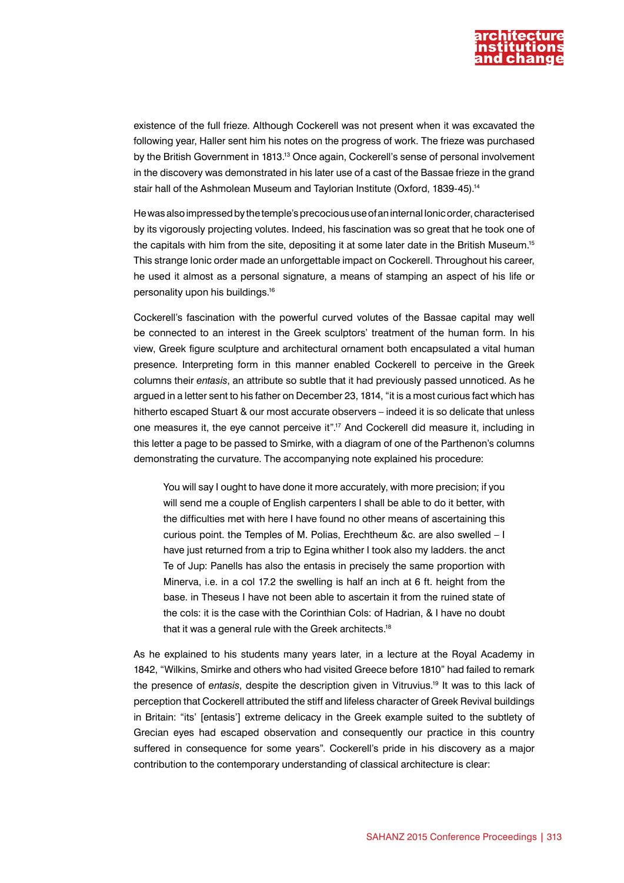existence of the full frieze. Although Cockerell was not present when it was excavated the following year, Haller sent him his notes on the progress of work. The frieze was purchased by the British Government in 1813.[13] Once again, Cockerell's sense of personal involvement in the discovery was demonstrated in his later use of a cast of the Bassae frieze in the grand stair hall of the Ashmolean Museum and Taylorian Institute (Oxford, 1839-45).[14]

He was also impressed by the temple's precocious use of an internal Ionic order, characterised by its vigorously projecting volutes. Indeed, his fascination was so great that he took one of the capitals with him from the site, depositing it at some later date in the British Museum.[15] This strange Ionic order made an unforgettable impact on Cockerell. Throughout his career, he used it almost as a personal signature, a means of stamping an aspect of his life or personality upon his buildings.[16]

Cockerell's fascination with the powerful curved volutes of the Bassae capital may well be connected to an interest in the Greek sculptors' treatment of the human form. In his view, Greek figure sculpture and architectural ornament both encapsulated a vital human presence. Interpreting form in this manner enabled Cockerell to perceive in the Greek columns their *entasis*, an attribute so subtle that it had previously passed unnoticed. As he argued in a letter sent to his father on December 23, 1814, "it is a most curious fact which has hitherto escaped Stuart & our most accurate observers – indeed it is so delicate that unless one measures it, the eye cannot perceive it".[17] And Cockerell did measure it, including in this letter a page to be passed to Smirke, with a diagram of one of the Parthenon's columns demonstrating the curvature. The accompanying note explained his procedure:

> You will say I ought to have done it more accurately, with more precision; if you will send me a couple of English carpenters I shall be able to do it better, with the difficulties met with here I have found no other means of ascertaining this curious point. the Temples of M. Polias, Erechtheum &c. are also swelled – I have just returned from a trip to Egina whither I took also my ladders. the anct Te of Jup: Panells has also the entasis in precisely the same proportion with Minerva, i.e. in a col 17.2 the swelling is half an inch at 6 ft. height from the base. in Theseus I have not been able to ascertain it from the ruined state of the cols: it is the case with the Corinthian Cols: of Hadrian, & I have no doubt that it was a general rule with the Greek architects.[18]

As he explained to his students many years later, in a lecture at the Royal Academy in 1842, "Wilkins, Smirke and others who had visited Greece before 1810" had failed to remark the presence of *entasis*, despite the description given in Vitruvius.[19] It was to this lack of perception that Cockerell attributed the stiff and lifeless character of Greek Revival buildings in Britain: "its' [entasis'] extreme delicacy in the Greek example suited to the subtlety of Grecian eyes had escaped observation and consequently our practice in this country suffered in consequence for some years". Cockerell's pride in his discovery as a major contribution to the contemporary understanding of classical architecture is clear: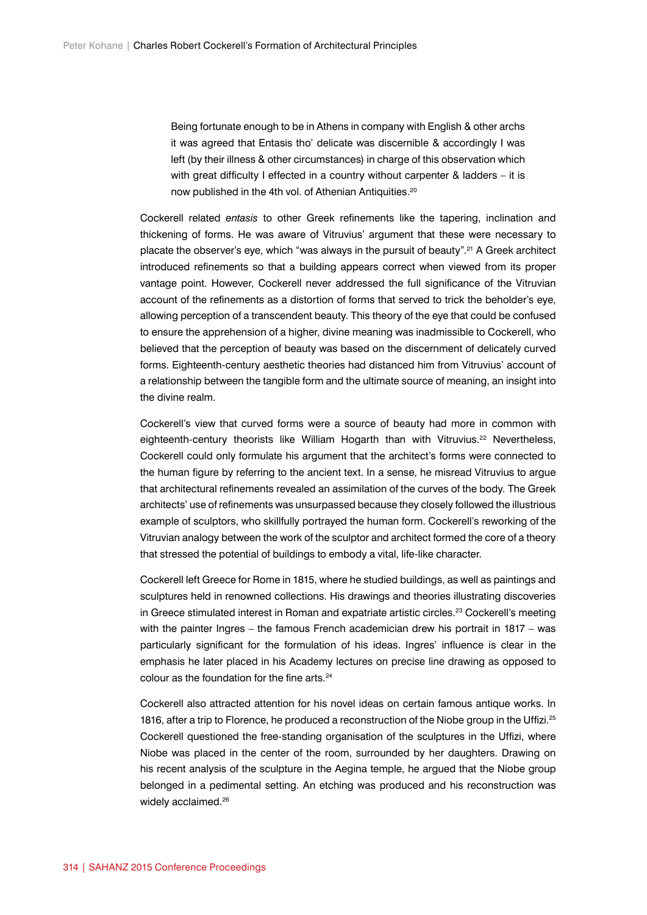> Being fortunate enough to be in Athens in company with English & other archs it was agreed that Entasis tho' delicate was discernible & accordingly I was left (by their illness & other circumstances) in charge of this observation which with great difficulty I effected in a country without carpenter & ladders – it is now published in the 4th vol. of Athenian Antiquities.[20]

Cockerell related *entasis* to other Greek refinements like the tapering, inclination and thickening of forms. He was aware of Vitruvius' argument that these were necessary to placate the observer's eye, which "was always in the pursuit of beauty".[21] A Greek architect introduced refinements so that a building appears correct when viewed from its proper vantage point. However, Cockerell never addressed the full significance of the Vitruvian account of the refinements as a distortion of forms that served to trick the beholder's eye, allowing perception of a transcendent beauty. This theory of the eye that could be confused to ensure the apprehension of a higher, divine meaning was inadmissible to Cockerell, who believed that the perception of beauty was based on the discernment of delicately curved forms. Eighteenth-century aesthetic theories had distanced him from Vitruvius' account of a relationship between the tangible form and the ultimate source of meaning, an insight into the divine realm.

Cockerell's view that curved forms were a source of beauty had more in common with eighteenth-century theorists like William Hogarth than with Vitruvius.[22] Nevertheless, Cockerell could only formulate his argument that the architect's forms were connected to the human figure by referring to the ancient text. In a sense, he misread Vitruvius to argue that architectural refinements revealed an assimilation of the curves of the body. The Greek architects' use of refinements was unsurpassed because they closely followed the illustrious example of sculptors, who skillfully portrayed the human form. Cockerell's reworking of the Vitruvian analogy between the work of the sculptor and architect formed the core of a theory that stressed the potential of buildings to embody a vital, life-like character.

Cockerell left Greece for Rome in 1815, where he studied buildings, as well as paintings and sculptures held in renowned collections. His drawings and theories illustrating discoveries in Greece stimulated interest in Roman and expatriate artistic circles.[23] Cockerell's meeting with the painter Ingres – the famous French academician drew his portrait in 1817 – was particularly significant for the formulation of his ideas. Ingres' influence is clear in the emphasis he later placed in his Academy lectures on precise line drawing as opposed to colour as the foundation for the fine arts.[24]

Cockerell also attracted attention for his novel ideas on certain famous antique works. In 1816, after a trip to Florence, he produced a reconstruction of the Niobe group in the Uffizi.[25] Cockerell questioned the free-standing organisation of the sculptures in the Uffizi, where Niobe was placed in the center of the room, surrounded by her daughters. Drawing on his recent analysis of the sculpture in the Aegina temple, he argued that the Niobe group belonged in a pedimental setting. An etching was produced and his reconstruction was widely acclaimed.[26]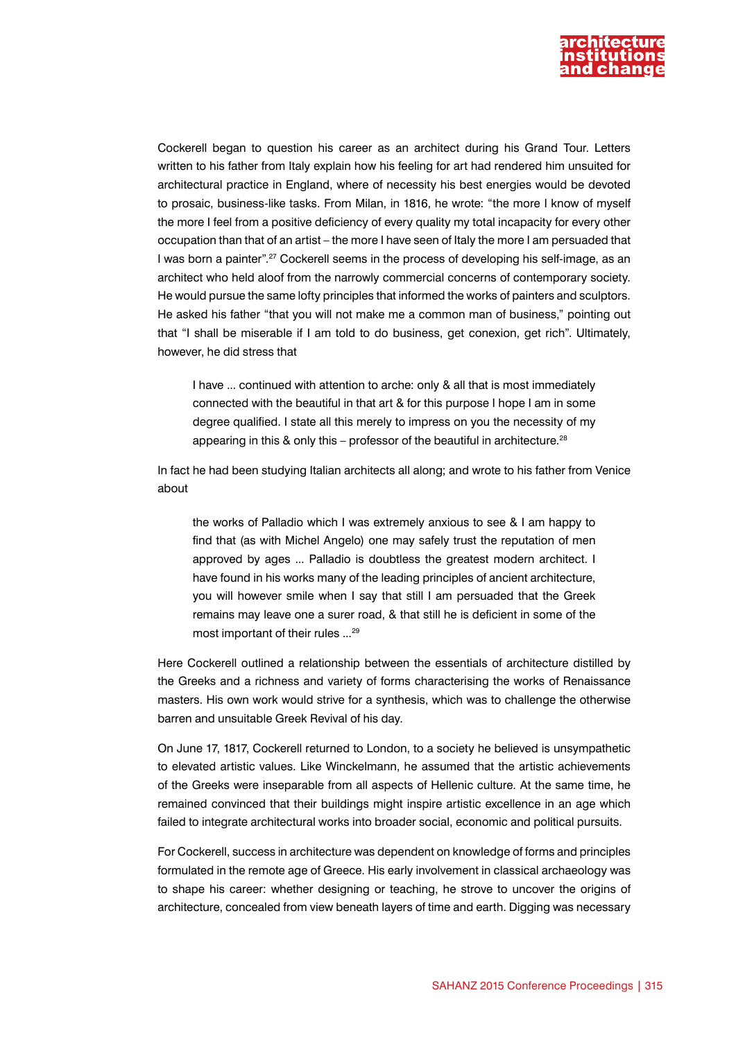Cockerell began to question his career as an architect during his Grand Tour. Letters written to his father from Italy explain how his feeling for art had rendered him unsuited for architectural practice in England, where of necessity his best energies would be devoted to prosaic, business-like tasks. From Milan, in 1816, he wrote: "the more I know of myself the more I feel from a positive deficiency of every quality my total incapacity for every other occupation than that of an artist – the more I have seen of Italy the more I am persuaded that I was born a painter".[27] Cockerell seems in the process of developing his self-image, as an architect who held aloof from the narrowly commercial concerns of contemporary society. He would pursue the same lofty principles that informed the works of painters and sculptors. He asked his father "that you will not make me a common man of business," pointing out that "I shall be miserable if I am told to do business, get conexion, get rich". Ultimately, however, he did stress that

> I have ... continued with attention to arche: only & all that is most immediately connected with the beautiful in that art & for this purpose I hope I am in some degree qualified. I state all this merely to impress on you the necessity of my appearing in this & only this – professor of the beautiful in architecture.[28]

In fact he had been studying Italian architects all along; and wrote to his father from Venice about

> the works of Palladio which I was extremely anxious to see & I am happy to find that (as with Michel Angelo) one may safely trust the reputation of men approved by ages ... Palladio is doubtless the greatest modern architect. I have found in his works many of the leading principles of ancient architecture, you will however smile when I say that still I am persuaded that the Greek remains may leave one a surer road, & that still he is deficient in some of the most important of their rules ...[29]

Here Cockerell outlined a relationship between the essentials of architecture distilled by the Greeks and a richness and variety of forms characterising the works of Renaissance masters. His own work would strive for a synthesis, which was to challenge the otherwise barren and unsuitable Greek Revival of his day.

On June 17, 1817, Cockerell returned to London, to a society he believed is unsympathetic to elevated artistic values. Like Winckelmann, he assumed that the artistic achievements of the Greeks were inseparable from all aspects of Hellenic culture. At the same time, he remained convinced that their buildings might inspire artistic excellence in an age which failed to integrate architectural works into broader social, economic and political pursuits.

For Cockerell, success in architecture was dependent on knowledge of forms and principles formulated in the remote age of Greece. His early involvement in classical archaeology was to shape his career: whether designing or teaching, he strove to uncover the origins of architecture, concealed from view beneath layers of time and earth. Digging was necessary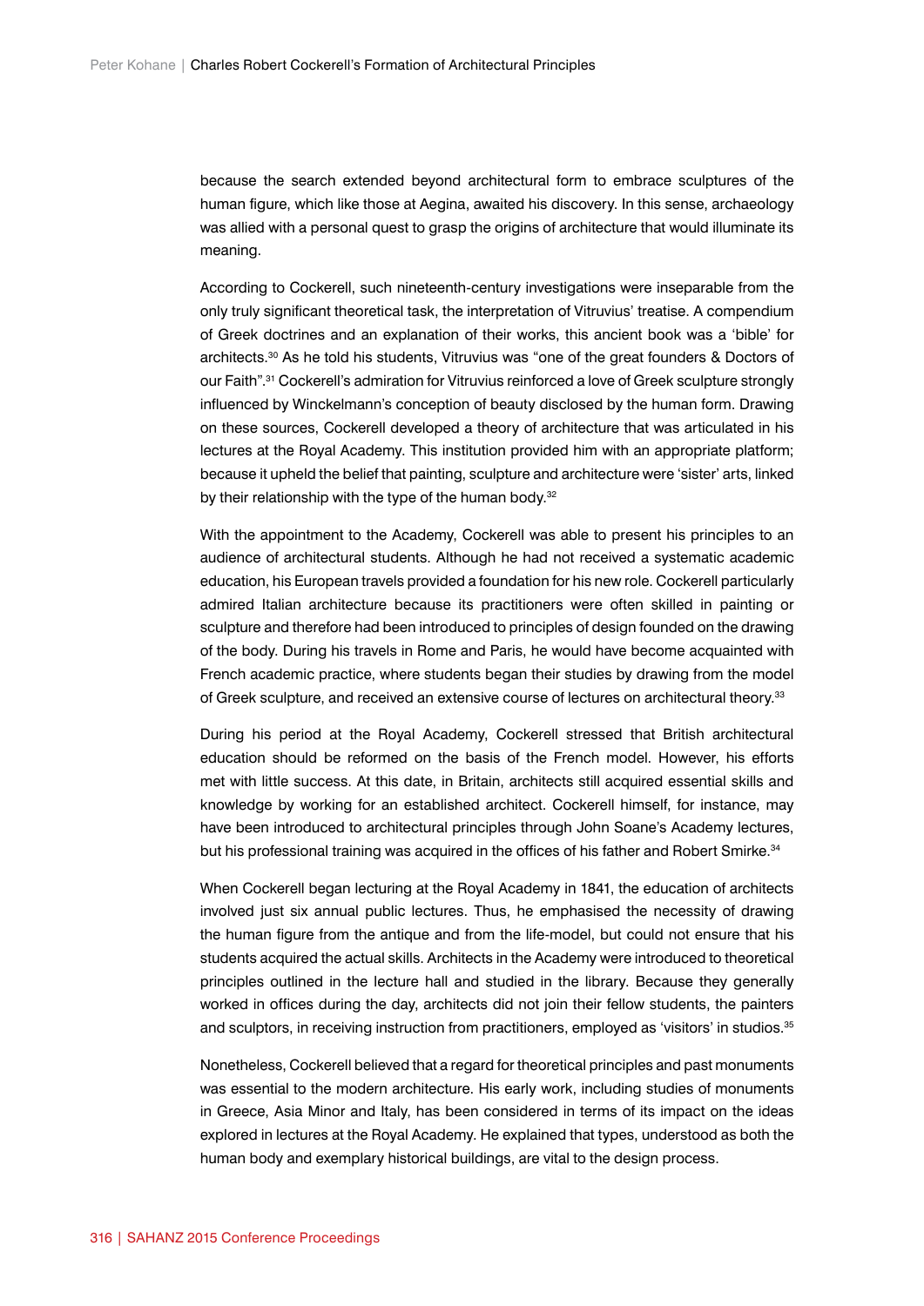because the search extended beyond architectural form to embrace sculptures of the human figure, which like those at Aegina, awaited his discovery. In this sense, archaeology was allied with a personal quest to grasp the origins of architecture that would illuminate its meaning.

According to Cockerell, such nineteenth-century investigations were inseparable from the only truly significant theoretical task, the interpretation of Vitruvius' treatise. A compendium of Greek doctrines and an explanation of their works, this ancient book was a 'bible' for architects.[30] As he told his students, Vitruvius was "one of the great founders & Doctors of our Faith".[31] Cockerell's admiration for Vitruvius reinforced a love of Greek sculpture strongly influenced by Winckelmann's conception of beauty disclosed by the human form. Drawing on these sources, Cockerell developed a theory of architecture that was articulated in his lectures at the Royal Academy. This institution provided him with an appropriate platform; because it upheld the belief that painting, sculpture and architecture were 'sister' arts, linked by their relationship with the type of the human body.[32]

With the appointment to the Academy, Cockerell was able to present his principles to an audience of architectural students. Although he had not received a systematic academic education, his European travels provided a foundation for his new role. Cockerell particularly admired Italian architecture because its practitioners were often skilled in painting or sculpture and therefore had been introduced to principles of design founded on the drawing of the body. During his travels in Rome and Paris, he would have become acquainted with French academic practice, where students began their studies by drawing from the model of Greek sculpture, and received an extensive course of lectures on architectural theory.[33]

During his period at the Royal Academy, Cockerell stressed that British architectural education should be reformed on the basis of the French model. However, his efforts met with little success. At this date, in Britain, architects still acquired essential skills and knowledge by working for an established architect. Cockerell himself, for instance, may have been introduced to architectural principles through John Soane's Academy lectures, but his professional training was acquired in the offices of his father and Robert Smirke.[34]

When Cockerell began lecturing at the Royal Academy in 1841, the education of architects involved just six annual public lectures. Thus, he emphasised the necessity of drawing the human figure from the antique and from the life-model, but could not ensure that his students acquired the actual skills. Architects in the Academy were introduced to theoretical principles outlined in the lecture hall and studied in the library. Because they generally worked in offices during the day, architects did not join their fellow students, the painters and sculptors, in receiving instruction from practitioners, employed as 'visitors' in studios.[35]

Nonetheless, Cockerell believed that a regard for theoretical principles and past monuments was essential to the modern architecture. His early work, including studies of monuments in Greece, Asia Minor and Italy, has been considered in terms of its impact on the ideas explored in lectures at the Royal Academy. He explained that types, understood as both the human body and exemplary historical buildings, are vital to the design process.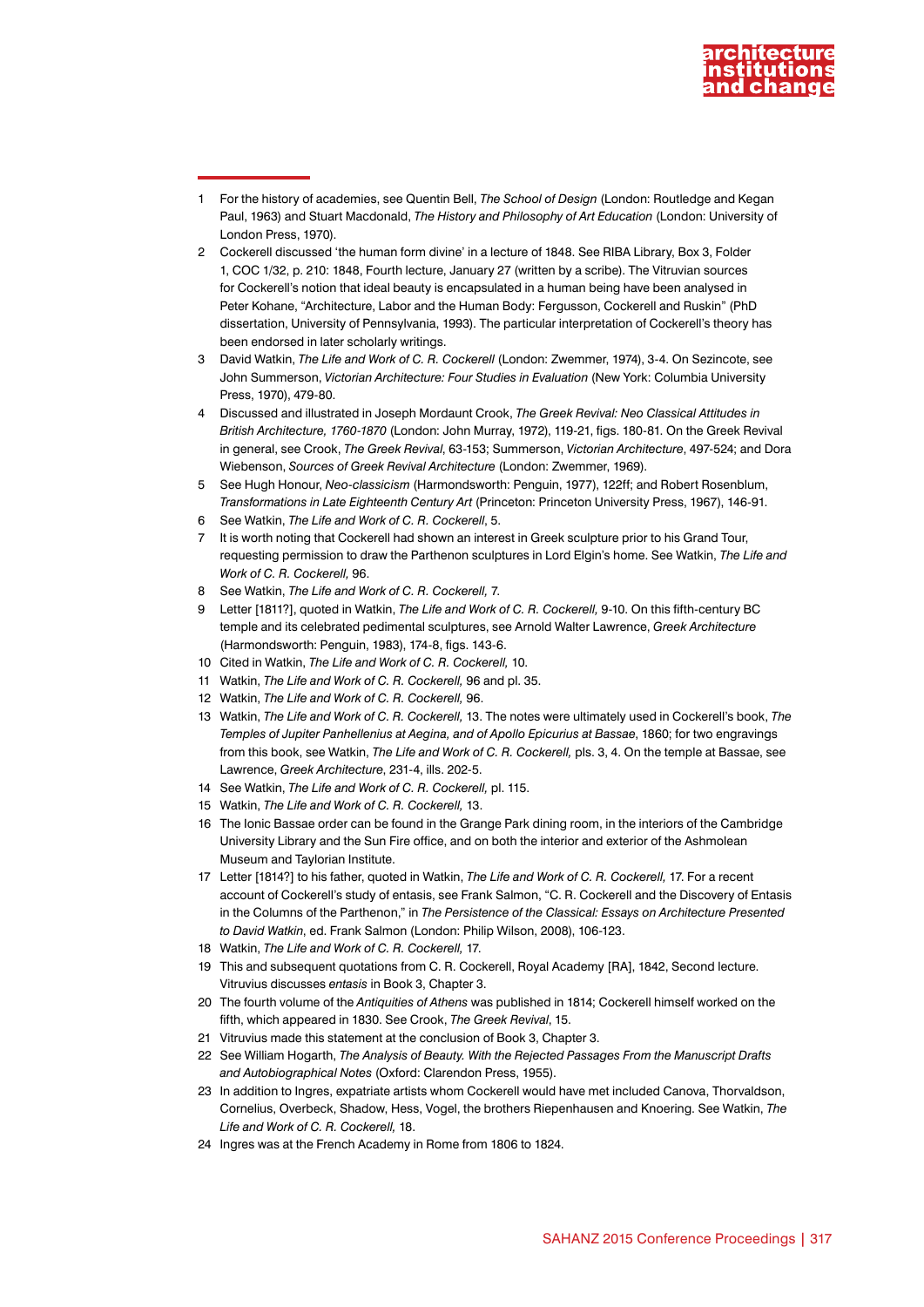1 For the history of academies, see Quentin Bell, *The School of Design* (London: Routledge and Kegan Paul, 1963) and Stuart Macdonald, *The History and Philosophy of Art Education* (London: University of London Press, 1970).

2 Cockerell discussed 'the human form divine' in a lecture of 1848. See RIBA Library, Box 3, Folder 1, COC 1/32, p. 210: 1848, Fourth lecture, January 27 (written by a scribe). The Vitruvian sources for Cockerell's notion that ideal beauty is encapsulated in a human being have been analysed in Peter Kohane, "Architecture, Labor and the Human Body: Fergusson, Cockerell and Ruskin" (PhD dissertation, University of Pennsylvania, 1993). The particular interpretation of Cockerell's theory has been endorsed in later scholarly writings.

3 David Watkin, *The Life and Work of C. R. Cockerell* (London: Zwemmer, 1974), 3-4. On Sezincote, see John Summerson, *Victorian Architecture: Four Studies in Evaluation* (New York: Columbia University Press, 1970), 479-80.

4 Discussed and illustrated in Joseph Mordaunt Crook, *The Greek Revival: Neo Classical Attitudes in British Architecture, 1760-1870* (London: John Murray, 1972), 119-21, figs. 180-81. On the Greek Revival in general, see Crook, *The Greek Revival*, 63-153; Summerson, *Victorian Architecture*, 497-524; and Dora Wiebenson, *Sources of Greek Revival Architecture* (London: Zwemmer, 1969).

5 See Hugh Honour, *Neo-classicism* (Harmondsworth: Penguin, 1977), 122ff; and Robert Rosenblum, *Transformations in Late Eighteenth Century Art* (Princeton: Princeton University Press, 1967), 146-91.

6 See Watkin, *The Life and Work of C. R. Cockerell*, 5.

7 It is worth noting that Cockerell had shown an interest in Greek sculpture prior to his Grand Tour, requesting permission to draw the Parthenon sculptures in Lord Elgin's home. See Watkin, *The Life and Work of C. R. Cockerell,* 96.

8 See Watkin, *The Life and Work of C. R. Cockerell, 7.*

9 Letter [1811?], quoted in Watkin, *The Life and Work of C. R. Cockerell,* 9-10. On this fifth-century BC temple and its celebrated pedimental sculptures, see Arnold Walter Lawrence, *Greek Architecture* (Harmondsworth: Penguin, 1983), 174-8, figs. 143-6.

10 Cited in Watkin, *The Life and Work of C. R. Cockerell,* 10.

11 Watkin, *The Life and Work of C. R. Cockerell,* 96 and pl. 35.

12 Watkin, *The Life and Work of C. R. Cockerell,* 96.

13 Watkin, *The Life and Work of C. R. Cockerell,* 13. The notes were ultimately used in Cockerell's book, *The Temples of Jupiter Panhellenius at Aegina, and of Apollo Epicurius at Bassae*, 1860; for two engravings from this book, see Watkin, *The Life and Work of C. R. Cockerell,* pls. 3, 4. On the temple at Bassae, see Lawrence, *Greek Architecture*, 231-4, ills. 202-5.

14 See Watkin, *The Life and Work of C. R. Cockerell,* pl. 115.

15 Watkin, *The Life and Work of C. R. Cockerell,* 13.

16 The Ionic Bassae order can be found in the Grange Park dining room, in the interiors of the Cambridge University Library and the Sun Fire office, and on both the interior and exterior of the Ashmolean Museum and Taylorian Institute.

17 Letter [1814?] to his father, quoted in Watkin, *The Life and Work of C. R. Cockerell,* 17. For a recent account of Cockerell's study of entasis, see Frank Salmon, "C. R. Cockerell and the Discovery of Entasis in the Columns of the Parthenon," in *The Persistence of the Classical: Essays on Architecture Presented to David Watkin*, ed. Frank Salmon (London: Philip Wilson, 2008), 106-123.

18 Watkin, *The Life and Work of C. R. Cockerell,* 17.

19 This and subsequent quotations from C. R. Cockerell, Royal Academy [RA], 1842, Second lecture. Vitruvius discusses *entasis* in Book 3, Chapter 3.

20 The fourth volume of the *Antiquities of Athens* was published in 1814; Cockerell himself worked on the fifth, which appeared in 1830. See Crook, *The Greek Revival*, 15.

21 Vitruvius made this statement at the conclusion of Book 3, Chapter 3.

22 See William Hogarth, *The Analysis of Beauty. With the Rejected Passages From the Manuscript Drafts and Autobiographical Notes* (Oxford: Clarendon Press, 1955).

23 In addition to Ingres, expatriate artists whom Cockerell would have met included Canova, Thorvaldson, Cornelius, Overbeck, Shadow, Hess, Vogel, the brothers Riepenhausen and Knoering. See Watkin, *The Life and Work of C. R. Cockerell,* 18.

24 Ingres was at the French Academy in Rome from 1806 to 1824.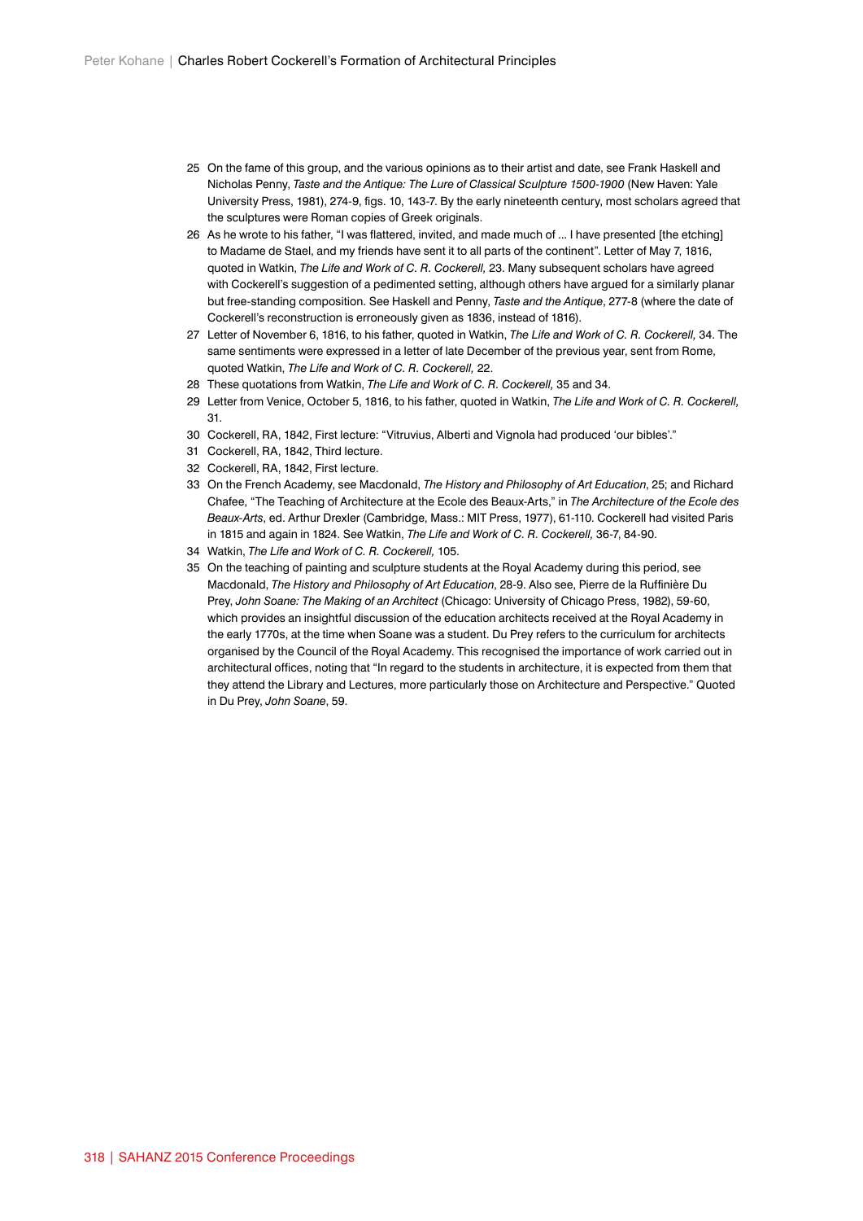25 On the fame of this group, and the various opinions as to their artist and date, see Frank Haskell and Nicholas Penny, *Taste and the Antique: The Lure of Classical Sculpture 1500-1900* (New Haven: Yale University Press, 1981), 274-9, figs. 10, 143-7. By the early nineteenth century, most scholars agreed that the sculptures were Roman copies of Greek originals.

26 As he wrote to his father, "I was flattered, invited, and made much of ... I have presented [the etching] to Madame de Stael, and my friends have sent it to all parts of the continent". Letter of May 7, 1816, quoted in Watkin, *The Life and Work of C. R. Cockerell,* 23. Many subsequent scholars have agreed with Cockerell's suggestion of a pedimented setting, although others have argued for a similarly planar but free-standing composition. See Haskell and Penny, *Taste and the Antique*, 277-8 (where the date of Cockerell's reconstruction is erroneously given as 1836, instead of 1816).

27 Letter of November 6, 1816, to his father, quoted in Watkin, *The Life and Work of C. R. Cockerell,* 34. The same sentiments were expressed in a letter of late December of the previous year, sent from Rome, quoted Watkin, *The Life and Work of C. R. Cockerell,* 22.

28 These quotations from Watkin, *The Life and Work of C. R. Cockerell,* 35 and 34.

29 Letter from Venice, October 5, 1816, to his father, quoted in Watkin, *The Life and Work of C. R. Cockerell,* 31.

30 Cockerell, RA, 1842, First lecture: "Vitruvius, Alberti and Vignola had produced 'our bibles'."

31 Cockerell, RA, 1842, Third lecture.

32 Cockerell, RA, 1842, First lecture.

33 On the French Academy, see Macdonald, *The History and Philosophy of Art Education*, 25; and Richard Chafee, "The Teaching of Architecture at the Ecole des Beaux-Arts," in *The Architecture of the Ecole des Beaux-Arts*, ed. Arthur Drexler (Cambridge, Mass.: MIT Press, 1977), 61-110. Cockerell had visited Paris in 1815 and again in 1824. See Watkin, *The Life and Work of C. R. Cockerell,* 36-7, 84-90.

34 Watkin, *The Life and Work of C. R. Cockerell,* 105.

35 On the teaching of painting and sculpture students at the Royal Academy during this period, see Macdonald, *The History and Philosophy of Art Education*, 28-9. Also see, Pierre de la Ruffinière Du Prey, *John Soane: The Making of an Architect* (Chicago: University of Chicago Press, 1982), 59-60, which provides an insightful discussion of the education architects received at the Royal Academy in the early 1770s, at the time when Soane was a student. Du Prey refers to the curriculum for architects organised by the Council of the Royal Academy. This recognised the importance of work carried out in architectural offices, noting that "In regard to the students in architecture, it is expected from them that they attend the Library and Lectures, more particularly those on Architecture and Perspective." Quoted in Du Prey, *John Soane*, 59.